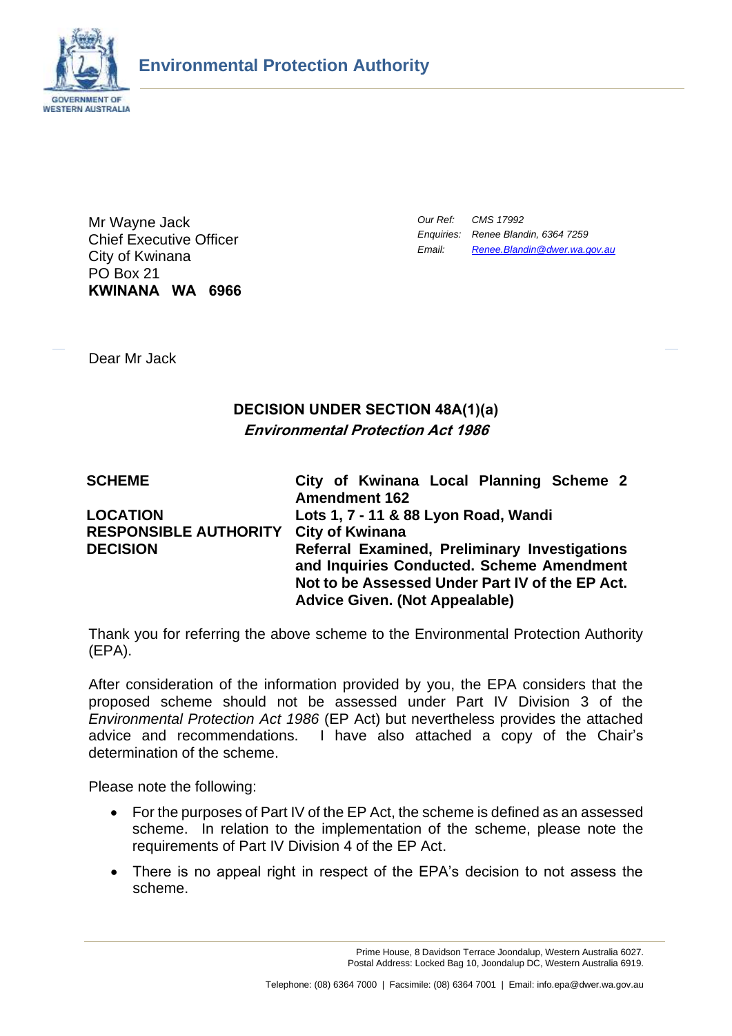**Environmental Protection Authority**

Mr Wayne Jack
Chief Executive Officer
City of Kwinana
PO Box 21
**KWINANA WA 6966**

*Our Ref:* *CMS 17992*
*Enquiries:* *Renee Blandin, 6364 7259*
*Email:* *Renee.Blandin@dwer.wa.gov.au*

Dear Mr Jack

**DECISION UNDER SECTION 48A(1)(a)**
***Environmental Protection Act 1986***

| | |
|---|---|
| **SCHEME** | **City of Kwinana Local Planning Scheme 2 Amendment 162** |
| **LOCATION** | **Lots 1, 7 - 11 & 88 Lyon Road, Wandi** |
| **RESPONSIBLE AUTHORITY** | **City of Kwinana** |
| **DECISION** | **Referral Examined, Preliminary Investigations and Inquiries Conducted. Scheme Amendment Not to be Assessed Under Part IV of the EP Act. Advice Given. (Not Appealable)** |

Thank you for referring the above scheme to the Environmental Protection Authority (EPA).

After consideration of the information provided by you, the EPA considers that the proposed scheme should not be assessed under Part IV Division 3 of the *Environmental Protection Act 1986* (EP Act) but nevertheless provides the attached advice and recommendations. I have also attached a copy of the Chair's determination of the scheme.

Please note the following:

- For the purposes of Part IV of the EP Act, the scheme is defined as an assessed scheme. In relation to the implementation of the scheme, please note the requirements of Part IV Division 4 of the EP Act.
- There is no appeal right in respect of the EPA's decision to not assess the scheme.

Prime House, 8 Davidson Terrace Joondalup, Western Australia 6027.
Postal Address: Locked Bag 10, Joondalup DC, Western Australia 6919.

Telephone: (08) 6364 7000 | Facsimile: (08) 6364 7001 | Email: info.epa@dwer.wa.gov.au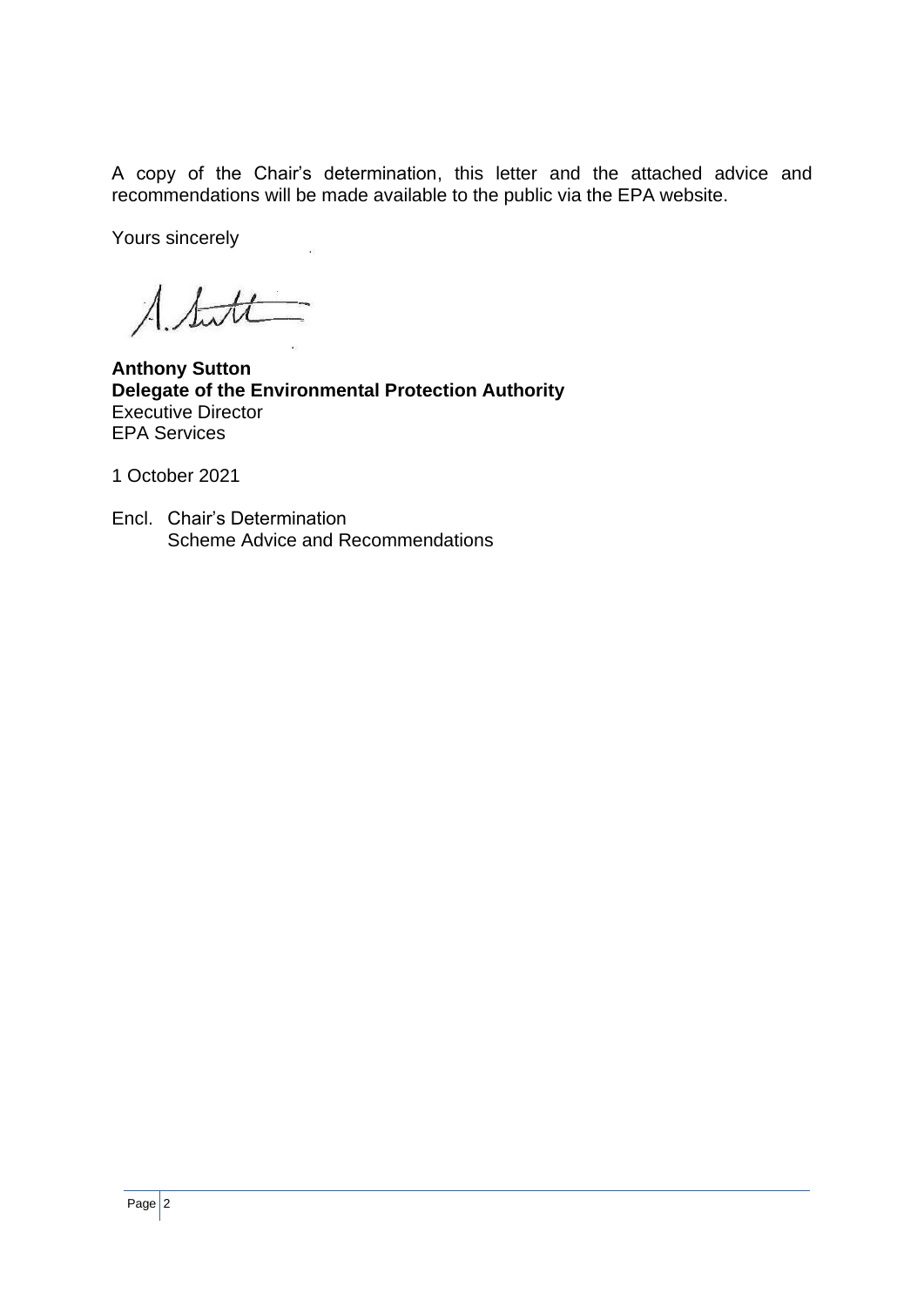A copy of the Chair's determination, this letter and the attached advice and recommendations will be made available to the public via the EPA website.

Yours sincerely

**Anthony Sutton**
**Delegate of the Environmental Protection Authority**
Executive Director
EPA Services

1 October 2021

Encl. Chair's Determination
Scheme Advice and Recommendations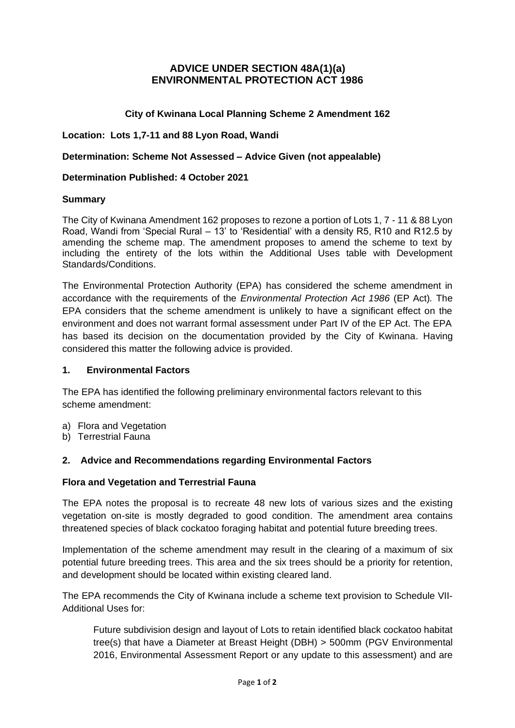# ADVICE UNDER SECTION 48A(1)(a) ENVIRONMENTAL PROTECTION ACT 1986

**City of Kwinana Local Planning Scheme 2 Amendment 162**

**Location: Lots 1,7-11 and 88 Lyon Road, Wandi**

**Determination: Scheme Not Assessed – Advice Given (not appealable)**

**Determination Published: 4 October 2021**

**Summary**

The City of Kwinana Amendment 162 proposes to rezone a portion of Lots 1, 7 - 11 & 88 Lyon Road, Wandi from 'Special Rural – 13' to 'Residential' with a density R5, R10 and R12.5 by amending the scheme map. The amendment proposes to amend the scheme to text by including the entirety of the lots within the Additional Uses table with Development Standards/Conditions.

The Environmental Protection Authority (EPA) has considered the scheme amendment in accordance with the requirements of the *Environmental Protection Act 1986* (EP Act). The EPA considers that the scheme amendment is unlikely to have a significant effect on the environment and does not warrant formal assessment under Part IV of the EP Act. The EPA has based its decision on the documentation provided by the City of Kwinana. Having considered this matter the following advice is provided.

## 1. Environmental Factors

The EPA has identified the following preliminary environmental factors relevant to this scheme amendment:

a) Flora and Vegetation
b) Terrestrial Fauna

## 2. Advice and Recommendations regarding Environmental Factors

**Flora and Vegetation and Terrestrial Fauna**

The EPA notes the proposal is to recreate 48 new lots of various sizes and the existing vegetation on-site is mostly degraded to good condition. The amendment area contains threatened species of black cockatoo foraging habitat and potential future breeding trees.

Implementation of the scheme amendment may result in the clearing of a maximum of six potential future breeding trees. This area and the six trees should be a priority for retention, and development should be located within existing cleared land.

The EPA recommends the City of Kwinana include a scheme text provision to Schedule VII-Additional Uses for:

> Future subdivision design and layout of Lots to retain identified black cockatoo habitat tree(s) that have a Diameter at Breast Height (DBH) > 500mm (PGV Environmental 2016, Environmental Assessment Report or any update to this assessment) and are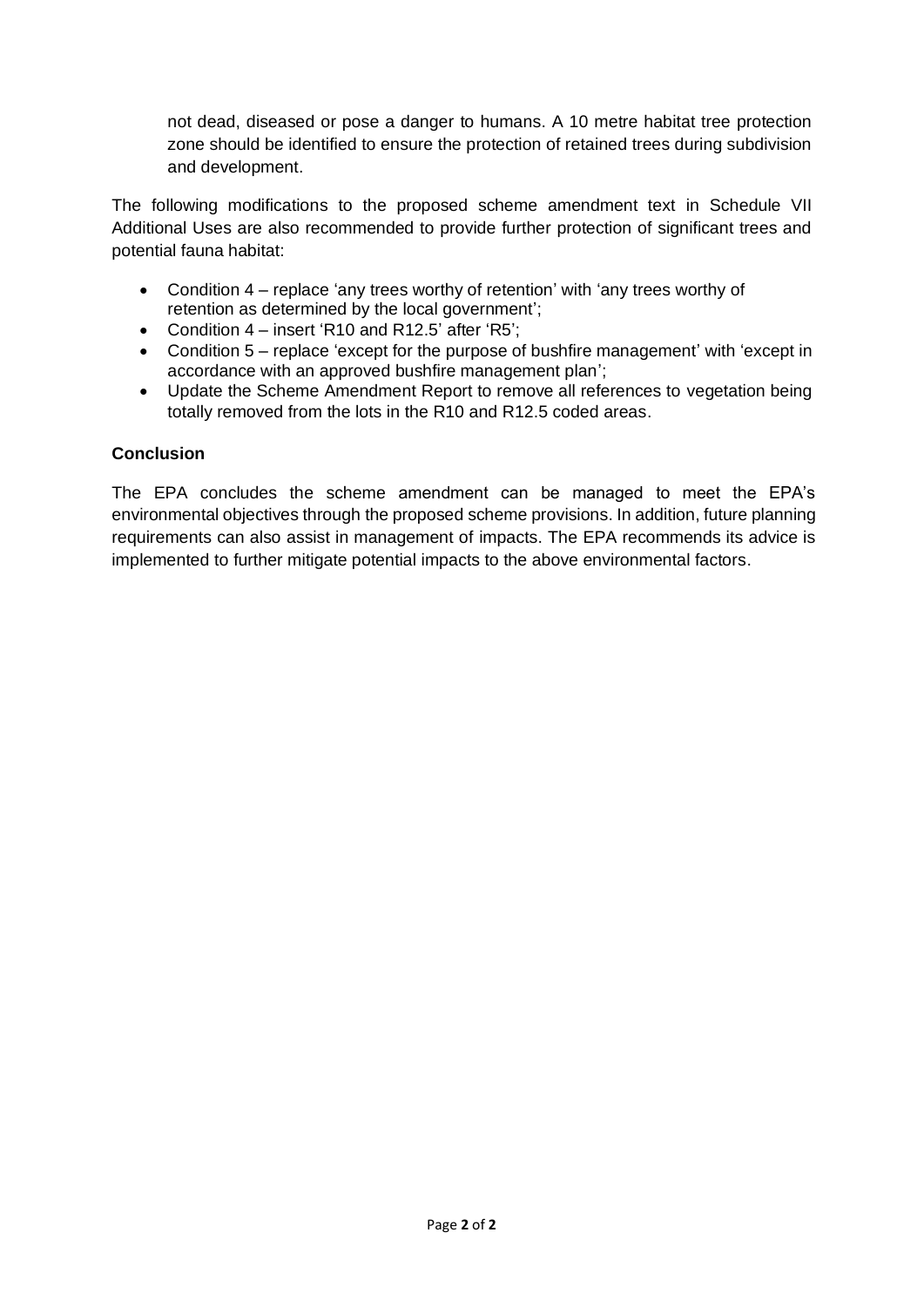not dead, diseased or pose a danger to humans. A 10 metre habitat tree protection zone should be identified to ensure the protection of retained trees during subdivision and development.

The following modifications to the proposed scheme amendment text in Schedule VII Additional Uses are also recommended to provide further protection of significant trees and potential fauna habitat:

- Condition 4 – replace 'any trees worthy of retention' with 'any trees worthy of retention as determined by the local government';
- Condition 4 – insert 'R10 and R12.5' after 'R5';
- Condition 5 – replace 'except for the purpose of bushfire management' with 'except in accordance with an approved bushfire management plan';
- Update the Scheme Amendment Report to remove all references to vegetation being totally removed from the lots in the R10 and R12.5 coded areas.

**Conclusion**

The EPA concludes the scheme amendment can be managed to meet the EPA's environmental objectives through the proposed scheme provisions. In addition, future planning requirements can also assist in management of impacts. The EPA recommends its advice is implemented to further mitigate potential impacts to the above environmental factors.